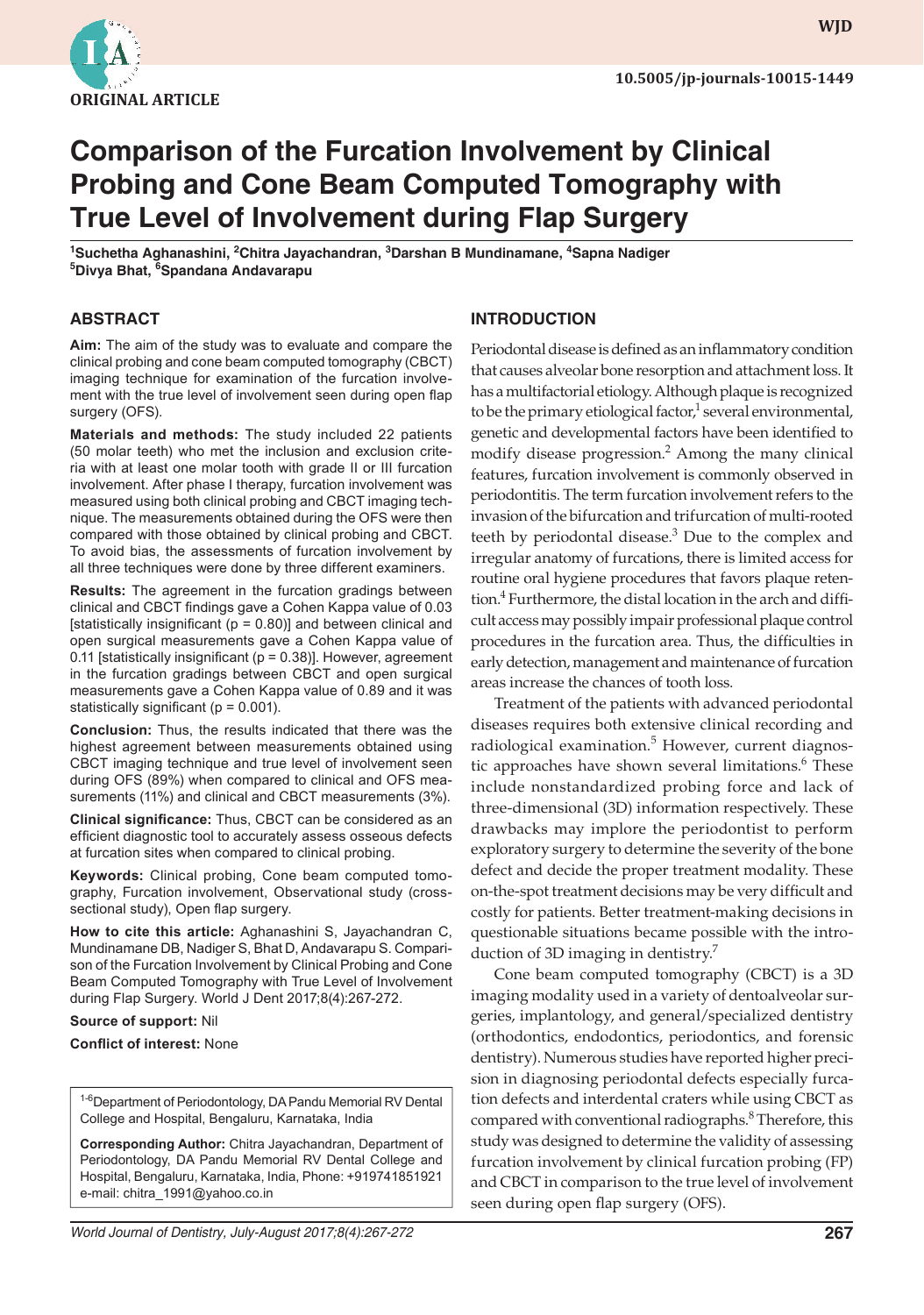ORIGINAL ARTICLE

10.5005/jp-journals-10015-1449

# Comparison of the Furcation Involvement by Clinical Probing and Cone Beam Computed Tomography with True Level of Involvement during Flap Surgery

[1]Suchetha Aghanashini, [2]Chitra Jayachandran, [3]Darshan B Mundinamane, [4]Sapna Nadiger
[5]Divya Bhat, [6]Spandana Andavarapu

## ABSTRACT

**Aim:** The aim of the study was to evaluate and compare the clinical probing and cone beam computed tomography (CBCT) imaging technique for examination of the furcation involvement with the true level of involvement seen during open flap surgery (OFS).

**Materials and methods:** The study included 22 patients (50 molar teeth) who met the inclusion and exclusion criteria with at least one molar tooth with grade II or III furcation involvement. After phase I therapy, furcation involvement was measured using both clinical probing and CBCT imaging technique. The measurements obtained during the OFS were then compared with those obtained by clinical probing and CBCT. To avoid bias, the assessments of furcation involvement by all three techniques were done by three different examiners.

**Results:** The agreement in the furcation gradings between clinical and CBCT findings gave a Cohen Kappa value of 0.03 [statistically insignificant (p = 0.80)] and between clinical and open surgical measurements gave a Cohen Kappa value of 0.11 [statistically insignificant (p = 0.38)]. However, agreement in the furcation gradings between CBCT and open surgical measurements gave a Cohen Kappa value of 0.89 and it was statistically significant (p = 0.001).

**Conclusion:** Thus, the results indicated that there was the highest agreement between measurements obtained using CBCT imaging technique and true level of involvement seen during OFS (89%) when compared to clinical and OFS measurements (11%) and clinical and CBCT measurements (3%).

**Clinical significance:** Thus, CBCT can be considered as an efficient diagnostic tool to accurately assess osseous defects at furcation sites when compared to clinical probing.

**Keywords:** Clinical probing, Cone beam computed tomography, Furcation involvement, Observational study (cross-sectional study), Open flap surgery.

**How to cite this article:** Aghanashini S, Jayachandran C, Mundinamane DB, Nadiger S, Bhat D, Andavarapu S. Comparison of the Furcation Involvement by Clinical Probing and Cone Beam Computed Tomography with True Level of Involvement during Flap Surgery. World J Dent 2017;8(4):267-272.

**Source of support:** Nil

**Conflict of interest:** None

[1-6]Department of Periodontology, DA Pandu Memorial RV Dental College and Hospital, Bengaluru, Karnataka, India

**Corresponding Author:** Chitra Jayachandran, Department of Periodontology, DA Pandu Memorial RV Dental College and Hospital, Bengaluru, Karnataka, India, Phone: +919741851921 e-mail: chitra_1991@yahoo.co.in

## INTRODUCTION

Periodontal disease is defined as an inflammatory condition that causes alveolar bone resorption and attachment loss. It has a multifactorial etiology. Although plaque is recognized to be the primary etiological factor,[1] several environmental, genetic and developmental factors have been identified to modify disease progression.[2] Among the many clinical features, furcation involvement is commonly observed in periodontitis. The term furcation involvement refers to the invasion of the bifurcation and trifurcation of multi-rooted teeth by periodontal disease.[3] Due to the complex and irregular anatomy of furcations, there is limited access for routine oral hygiene procedures that favors plaque retention.[4] Furthermore, the distal location in the arch and difficult access may possibly impair professional plaque control procedures in the furcation area. Thus, the difficulties in early detection, management and maintenance of furcation areas increase the chances of tooth loss.

Treatment of the patients with advanced periodontal diseases requires both extensive clinical recording and radiological examination.[5] However, current diagnostic approaches have shown several limitations.[6] These include nonstandardized probing force and lack of three-dimensional (3D) information respectively. These drawbacks may implore the periodontist to perform exploratory surgery to determine the severity of the bone defect and decide the proper treatment modality. These on-the-spot treatment decisions may be very difficult and costly for patients. Better treatment-making decisions in questionable situations became possible with the introduction of 3D imaging in dentistry.[7]

Cone beam computed tomography (CBCT) is a 3D imaging modality used in a variety of dentoalveolar surgeries, implantology, and general/specialized dentistry (orthodontics, endodontics, periodontics, and forensic dentistry). Numerous studies have reported higher precision in diagnosing periodontal defects especially furcation defects and interdental craters while using CBCT as compared with conventional radiographs.[8] Therefore, this study was designed to determine the validity of assessing furcation involvement by clinical furcation probing (FP) and CBCT in comparison to the true level of involvement seen during open flap surgery (OFS).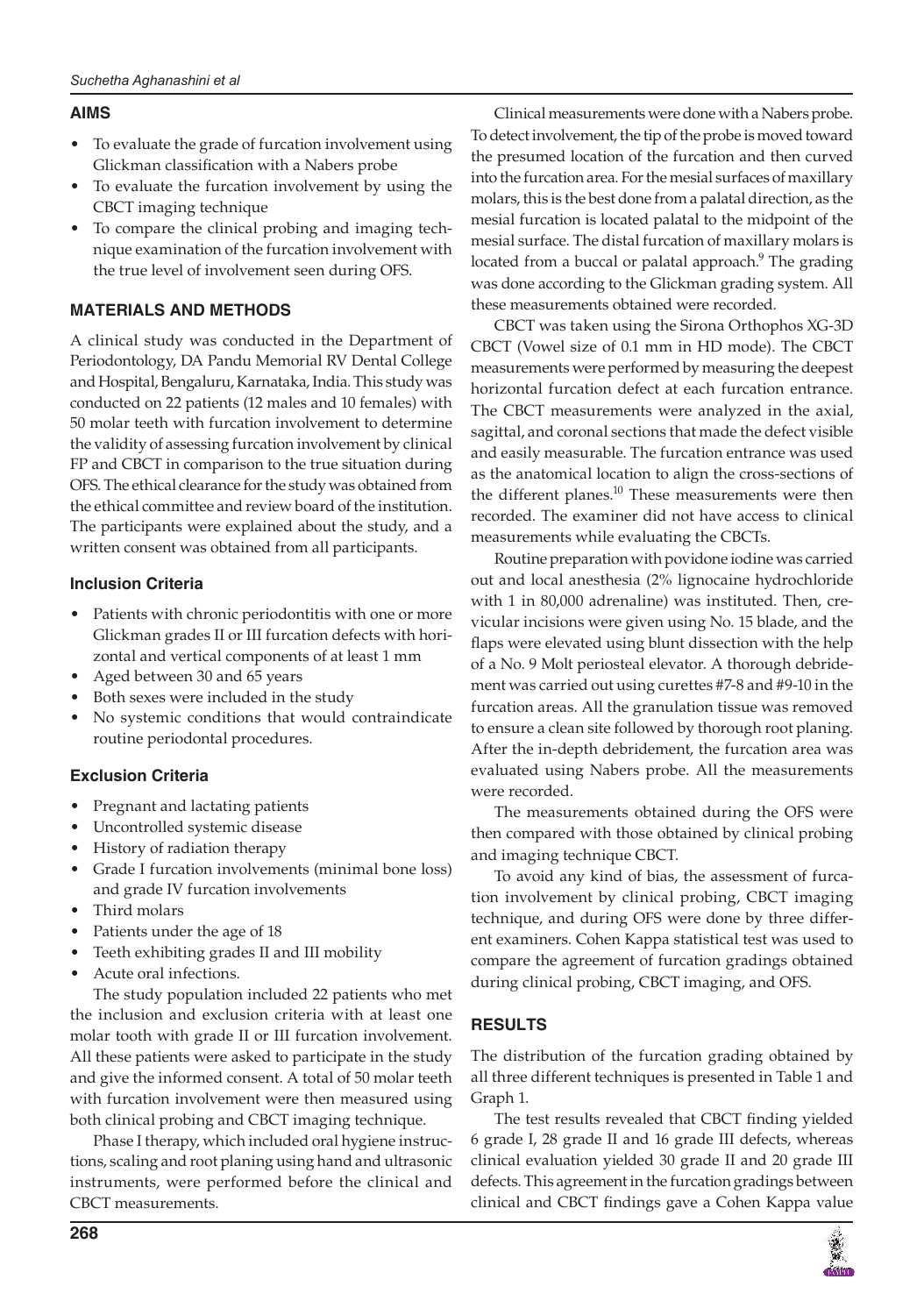## AIMS

- To evaluate the grade of furcation involvement using Glickman classification with a Nabers probe
- To evaluate the furcation involvement by using the CBCT imaging technique
- To compare the clinical probing and imaging technique examination of the furcation involvement with the true level of involvement seen during OFS.

## MATERIALS AND METHODS

A clinical study was conducted in the Department of Periodontology, DA Pandu Memorial RV Dental College and Hospital, Bengaluru, Karnataka, India. This study was conducted on 22 patients (12 males and 10 females) with 50 molar teeth with furcation involvement to determine the validity of assessing furcation involvement by clinical FP and CBCT in comparison to the true situation during OFS. The ethical clearance for the study was obtained from the ethical committee and review board of the institution. The participants were explained about the study, and a written consent was obtained from all participants.

### Inclusion Criteria

- Patients with chronic periodontitis with one or more Glickman grades II or III furcation defects with horizontal and vertical components of at least 1 mm
- Aged between 30 and 65 years
- Both sexes were included in the study
- No systemic conditions that would contraindicate routine periodontal procedures.

### Exclusion Criteria

- Pregnant and lactating patients
- Uncontrolled systemic disease
- History of radiation therapy
- Grade I furcation involvements (minimal bone loss) and grade IV furcation involvements
- Third molars
- Patients under the age of 18
- Teeth exhibiting grades II and III mobility
- Acute oral infections.

The study population included 22 patients who met the inclusion and exclusion criteria with at least one molar tooth with grade II or III furcation involvement. All these patients were asked to participate in the study and give the informed consent. A total of 50 molar teeth with furcation involvement were then measured using both clinical probing and CBCT imaging technique.

Phase I therapy, which included oral hygiene instructions, scaling and root planing using hand and ultrasonic instruments, were performed before the clinical and CBCT measurements.

Clinical measurements were done with a Nabers probe. To detect involvement, the tip of the probe is moved toward the presumed location of the furcation and then curved into the furcation area. For the mesial surfaces of maxillary molars, this is the best done from a palatal direction, as the mesial furcation is located palatal to the midpoint of the mesial surface. The distal furcation of maxillary molars is located from a buccal or palatal approach.[9] The grading was done according to the Glickman grading system. All these measurements obtained were recorded.

CBCT was taken using the Sirona Orthophos XG-3D CBCT (Vowel size of 0.1 mm in HD mode). The CBCT measurements were performed by measuring the deepest horizontal furcation defect at each furcation entrance. The CBCT measurements were analyzed in the axial, sagittal, and coronal sections that made the defect visible and easily measurable. The furcation entrance was used as the anatomical location to align the cross-sections of the different planes.[10] These measurements were then recorded. The examiner did not have access to clinical measurements while evaluating the CBCTs.

Routine preparation with povidone iodine was carried out and local anesthesia (2% lignocaine hydrochloride with 1 in 80,000 adrenaline) was instituted. Then, crevicular incisions were given using No. 15 blade, and the flaps were elevated using blunt dissection with the help of a No. 9 Molt periosteal elevator. A thorough debridement was carried out using curettes #7-8 and #9-10 in the furcation areas. All the granulation tissue was removed to ensure a clean site followed by thorough root planing. After the in-depth debridement, the furcation area was evaluated using Nabers probe. All the measurements were recorded.

The measurements obtained during the OFS were then compared with those obtained by clinical probing and imaging technique CBCT.

To avoid any kind of bias, the assessment of furcation involvement by clinical probing, CBCT imaging technique, and during OFS were done by three different examiners. Cohen Kappa statistical test was used to compare the agreement of furcation gradings obtained during clinical probing, CBCT imaging, and OFS.

## RESULTS

The distribution of the furcation grading obtained by all three different techniques is presented in Table 1 and Graph 1.

The test results revealed that CBCT finding yielded 6 grade I, 28 grade II and 16 grade III defects, whereas clinical evaluation yielded 30 grade II and 20 grade III defects. This agreement in the furcation gradings between clinical and CBCT findings gave a Cohen Kappa value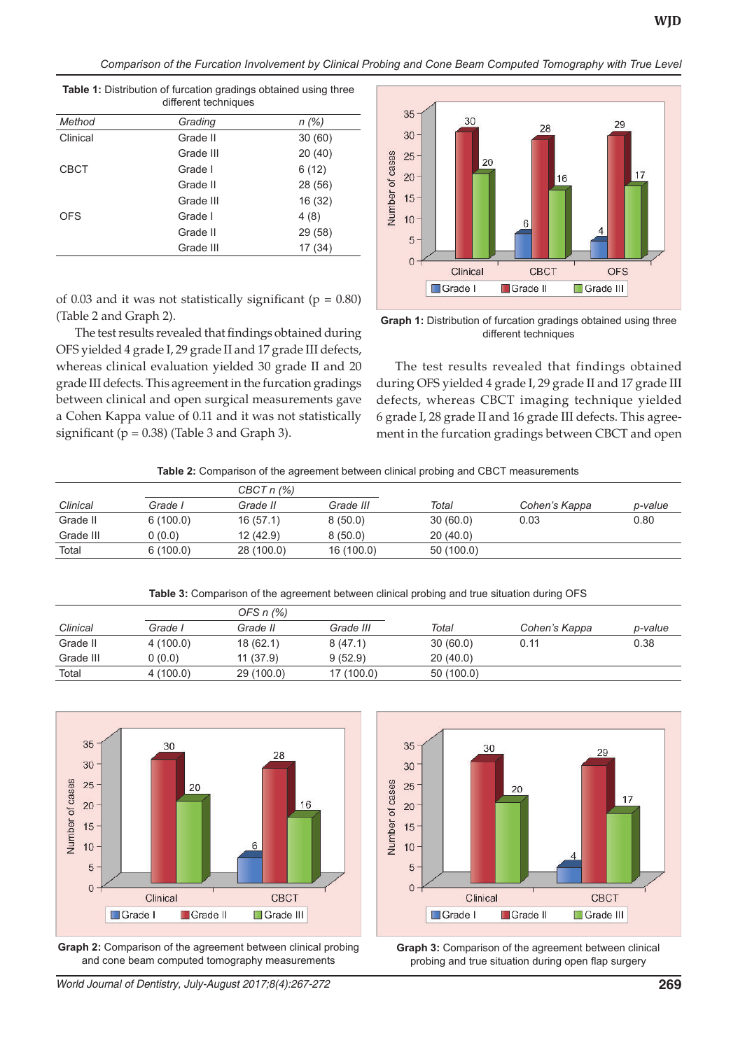**Table 1:** Distribution of furcation gradings obtained using three different techniques

| Method | Grading | n (%) |
|---|---|---|
| Clinical | Grade II | 30 (60) |
| | Grade III | 20 (40) |
| CBCT | Grade I | 6 (12) |
| | Grade II | 28 (56) |
| | Grade III | 16 (32) |
| OFS | Grade I | 4 (8) |
| | Grade II | 29 (58) |
| | Grade III | 17 (34) |

**Graph 1:** Distribution of furcation gradings obtained using three different techniques

of 0.03 and it was not statistically significant (p = 0.80) (Table 2 and Graph 2).

The test results revealed that findings obtained during OFS yielded 4 grade I, 29 grade II and 17 grade III defects, whereas clinical evaluation yielded 30 grade II and 20 grade III defects. This agreement in the furcation gradings between clinical and open surgical measurements gave a Cohen Kappa value of 0.11 and it was not statistically significant (p = 0.38) (Table 3 and Graph 3).

The test results revealed that findings obtained during OFS yielded 4 grade I, 29 grade II and 17 grade III defects, whereas CBCT imaging technique yielded 6 grade I, 28 grade II and 16 grade III defects. This agreement in the furcation gradings between CBCT and open

**Table 2:** Comparison of the agreement between clinical probing and CBCT measurements

| | CBCT n (%) | | | | | |
|---|---|---|---|---|---|---|
| Clinical | Grade I | Grade II | Grade III | Total | Cohen's Kappa | p-value |
| Grade II | 6 (100.0) | 16 (57.1) | 8 (50.0) | 30 (60.0) | 0.03 | 0.80 |
| Grade III | 0 (0.0) | 12 (42.9) | 8 (50.0) | 20 (40.0) | | |
| Total | 6 (100.0) | 28 (100.0) | 16 (100.0) | 50 (100.0) | | |

**Table 3:** Comparison of the agreement between clinical probing and true situation during OFS

| | OFS n (%) | | | | | |
|---|---|---|---|---|---|---|
| Clinical | Grade I | Grade II | Grade III | Total | Cohen's Kappa | p-value |
| Grade II | 4 (100.0) | 18 (62.1) | 8 (47.1) | 30 (60.0) | 0.11 | 0.38 |
| Grade III | 0 (0.0) | 11 (37.9) | 9 (52.9) | 20 (40.0) | | |
| Total | 4 (100.0) | 29 (100.0) | 17 (100.0) | 50 (100.0) | | |

**Graph 2:** Comparison of the agreement between clinical probing and cone beam computed tomography measurements

**Graph 3:** Comparison of the agreement between clinical probing and true situation during open flap surgery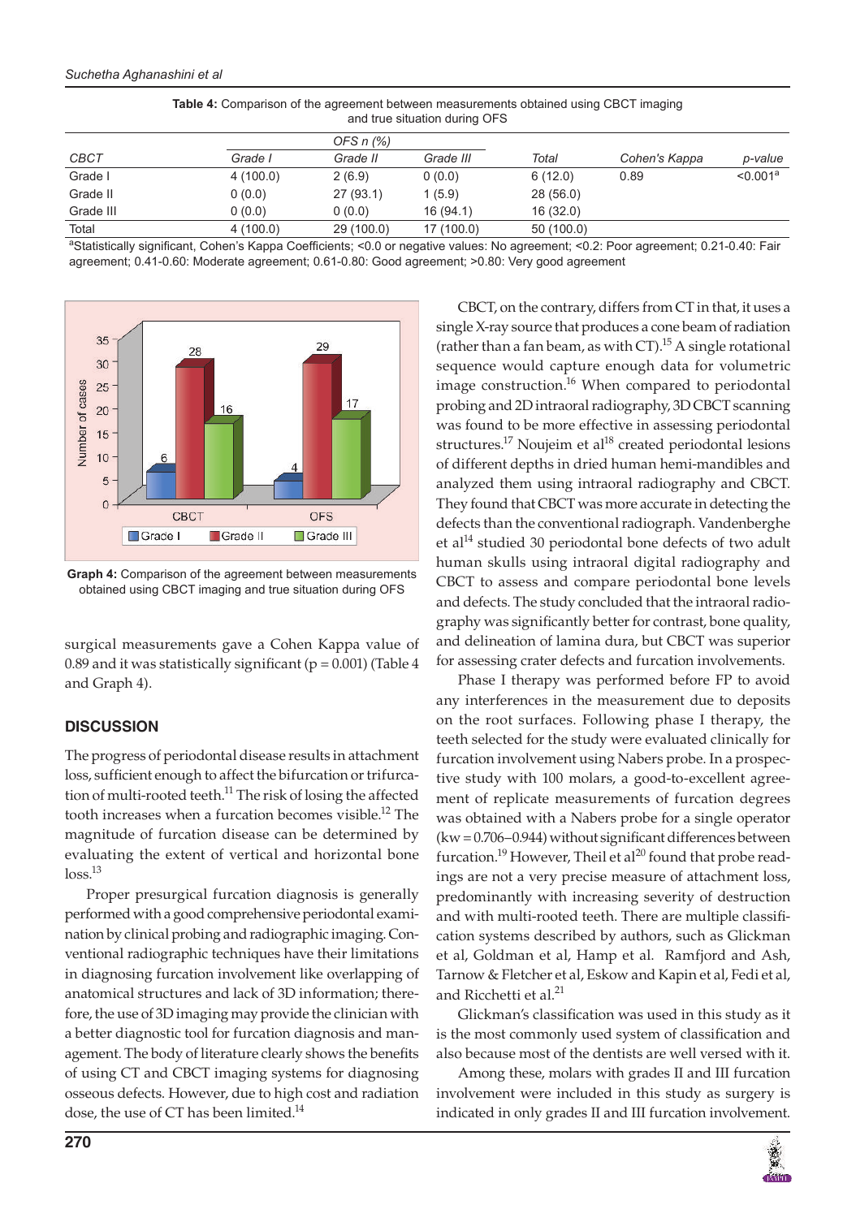**Table 4:** Comparison of the agreement between measurements obtained using CBCT imaging and true situation during OFS

| | OFS n (%) | | | | | |
|---|---|---|---|---|---|---|
| *CBCT* | *Grade I* | *Grade II* | *Grade III* | *Total* | *Cohen's Kappa* | *p-value* |
| Grade I | 4 (100.0) | 2 (6.9) | 0 (0.0) | 6 (12.0) | 0.89 | <0.001[a] |
| Grade II | 0 (0.0) | 27 (93.1) | 1 (5.9) | 28 (56.0) | | |
| Grade III | 0 (0.0) | 0 (0.0) | 16 (94.1) | 16 (32.0) | | |
| Total | 4 (100.0) | 29 (100.0) | 17 (100.0) | 50 (100.0) | | |

[a]Statistically significant, Cohen's Kappa Coefficients; <0.0 or negative values: No agreement; <0.2: Poor agreement; 0.21-0.40: Fair agreement; 0.41-0.60: Moderate agreement; 0.61-0.80: Good agreement; >0.80: Very good agreement

**Graph 4:** Comparison of the agreement between measurements obtained using CBCT imaging and true situation during OFS

surgical measurements gave a Cohen Kappa value of 0.89 and it was statistically significant ($p = 0.001$) (Table 4 and Graph 4).

## DISCUSSION

The progress of periodontal disease results in attachment loss, sufficient enough to affect the bifurcation or trifurcation of multi-rooted teeth.[11] The risk of losing the affected tooth increases when a furcation becomes visible.[12] The magnitude of furcation disease can be determined by evaluating the extent of vertical and horizontal bone loss.[13]

Proper presurgical furcation diagnosis is generally performed with a good comprehensive periodontal examination by clinical probing and radiographic imaging. Conventional radiographic techniques have their limitations in diagnosing furcation involvement like overlapping of anatomical structures and lack of 3D information; therefore, the use of 3D imaging may provide the clinician with a better diagnostic tool for furcation diagnosis and management. The body of literature clearly shows the benefits of using CT and CBCT imaging systems for diagnosing osseous defects. However, due to high cost and radiation dose, the use of CT has been limited.[14]

CBCT, on the contrary, differs from CT in that, it uses a single X-ray source that produces a cone beam of radiation (rather than a fan beam, as with CT).[15] A single rotational sequence would capture enough data for volumetric image construction.[16] When compared to periodontal probing and 2D intraoral radiography, 3D CBCT scanning was found to be more effective in assessing periodontal structures.[17] Noujeim et al[18] created periodontal lesions of different depths in dried human hemi-mandibles and analyzed them using intraoral radiography and CBCT. They found that CBCT was more accurate in detecting the defects than the conventional radiograph. Vandenberghe et al[14] studied 30 periodontal bone defects of two adult human skulls using intraoral digital radiography and CBCT to assess and compare periodontal bone levels and defects. The study concluded that the intraoral radiography was significantly better for contrast, bone quality, and delineation of lamina dura, but CBCT was superior for assessing crater defects and furcation involvements.

Phase I therapy was performed before FP to avoid any interferences in the measurement due to deposits on the root surfaces. Following phase I therapy, the teeth selected for the study were evaluated clinically for furcation involvement using Nabers probe. In a prospective study with 100 molars, a good-to-excellent agreement of replicate measurements of furcation degrees was obtained with a Nabers probe for a single operator (kw = 0.706–0.944) without significant differences between furcation.[19] However, Theil et al[20] found that probe readings are not a very precise measure of attachment loss, predominantly with increasing severity of destruction and with multi-rooted teeth. There are multiple classification systems described by authors, such as Glickman et al, Goldman et al, Hamp et al. Ramfjord and Ash, Tarnow & Fletcher et al, Eskow and Kapin et al, Fedi et al, and Ricchetti et al.[21]

Glickman's classification was used in this study as it is the most commonly used system of classification and also because most of the dentists are well versed with it.

Among these, molars with grades II and III furcation involvement were included in this study as surgery is indicated in only grades II and III furcation involvement.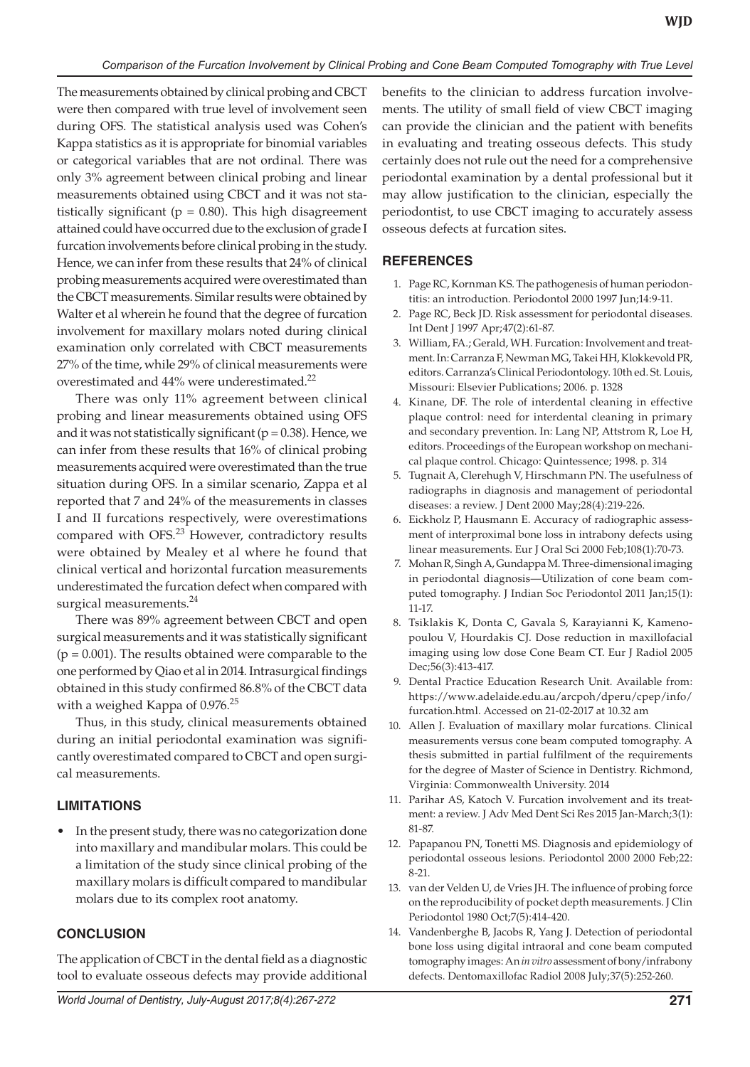The measurements obtained by clinical probing and CBCT were then compared with true level of involvement seen during OFS. The statistical analysis used was Cohen's Kappa statistics as it is appropriate for binomial variables or categorical variables that are not ordinal. There was only 3% agreement between clinical probing and linear measurements obtained using CBCT and it was not statistically significant ($p = 0.80$). This high disagreement attained could have occurred due to the exclusion of grade I furcation involvements before clinical probing in the study. Hence, we can infer from these results that 24% of clinical probing measurements acquired were overestimated than the CBCT measurements. Similar results were obtained by Walter et al wherein he found that the degree of furcation involvement for maxillary molars noted during clinical examination only correlated with CBCT measurements 27% of the time, while 29% of clinical measurements were overestimated and 44% were underestimated.[22]

There was only 11% agreement between clinical probing and linear measurements obtained using OFS and it was not statistically significant ($p = 0.38$). Hence, we can infer from these results that 16% of clinical probing measurements acquired were overestimated than the true situation during OFS. In a similar scenario, Zappa et al reported that 7 and 24% of the measurements in classes I and II furcations respectively, were overestimations compared with OFS.[23] However, contradictory results were obtained by Mealey et al where he found that clinical vertical and horizontal furcation measurements underestimated the furcation defect when compared with surgical measurements.[24]

There was 89% agreement between CBCT and open surgical measurements and it was statistically significant ($p = 0.001$). The results obtained were comparable to the one performed by Qiao et al in 2014. Intrasurgical findings obtained in this study confirmed 86.8% of the CBCT data with a weighed Kappa of 0.976.[25]

Thus, in this study, clinical measurements obtained during an initial periodontal examination was significantly overestimated compared to CBCT and open surgical measurements.

## LIMITATIONS

- In the present study, there was no categorization done into maxillary and mandibular molars. This could be a limitation of the study since clinical probing of the maxillary molars is difficult compared to mandibular molars due to its complex root anatomy.

## CONCLUSION

The application of CBCT in the dental field as a diagnostic tool to evaluate osseous defects may provide additional benefits to the clinician to address furcation involvements. The utility of small field of view CBCT imaging can provide the clinician and the patient with benefits in evaluating and treating osseous defects. This study certainly does not rule out the need for a comprehensive periodontal examination by a dental professional but it may allow justification to the clinician, especially the periodontist, to use CBCT imaging to accurately assess osseous defects at furcation sites.

## REFERENCES

1. Page RC, Kornman KS. The pathogenesis of human periodontitis: an introduction. Periodontol 2000 1997 Jun;14:9-11.
2. Page RC, Beck JD. Risk assessment for periodontal diseases. Int Dent J 1997 Apr;47(2):61-87.
3. William, FA.; Gerald, WH. Furcation: Involvement and treatment. In: Carranza F, Newman MG, Takei HH, Klokkevold PR, editors. Carranza's Clinical Periodontology. 10th ed. St. Louis, Missouri: Elsevier Publications; 2006. p. 1328
4. Kinane, DF. The role of interdental cleaning in effective plaque control: need for interdental cleaning in primary and secondary prevention. In: Lang NP, Attstrom R, Loe H, editors. Proceedings of the European workshop on mechanical plaque control. Chicago: Quintessence; 1998. p. 314
5. Tugnait A, Clerehugh V, Hirschmann PN. The usefulness of radiographs in diagnosis and management of periodontal diseases: a review. J Dent 2000 May;28(4):219-226.
6. Eickholz P, Hausmann E. Accuracy of radiographic assessment of interproximal bone loss in intrabony defects using linear measurements. Eur J Oral Sci 2000 Feb;108(1):70-73.
7. Mohan R, Singh A, Gundappa M. Three-dimensional imaging in periodontal diagnosis—Utilization of cone beam computed tomography. J Indian Soc Periodontol 2011 Jan;15(1): 11-17.
8. Tsiklakis K, Donta C, Gavala S, Karayianni K, Kamenopoulou V, Hourdakis CJ. Dose reduction in maxillofacial imaging using low dose Cone Beam CT. Eur J Radiol 2005 Dec;56(3):413-417.
9. Dental Practice Education Research Unit. Available from: https://www.adelaide.edu.au/arcpoh/dperu/cpep/info/furcation.html. Accessed on 21-02-2017 at 10.32 am
10. Allen J. Evaluation of maxillary molar furcations. Clinical measurements versus cone beam computed tomography. A thesis submitted in partial fulfilment of the requirements for the degree of Master of Science in Dentistry. Richmond, Virginia: Commonwealth University. 2014
11. Parihar AS, Katoch V. Furcation involvement and its treatment: a review. J Adv Med Dent Sci Res 2015 Jan-March;3(1): 81-87.
12. Papapanou PN, Tonetti MS. Diagnosis and epidemiology of periodontal osseous lesions. Periodontol 2000 2000 Feb;22: 8-21.
13. van der Velden U, de Vries JH. The influence of probing force on the reproducibility of pocket depth measurements. J Clin Periodontol 1980 Oct;7(5):414-420.
14. Vandenberghe B, Jacobs R, Yang J. Detection of periodontal bone loss using digital intraoral and cone beam computed tomography images: An *in vitro* assessment of bony/infrabony defects. Dentomaxillofac Radiol 2008 July;37(5):252-260.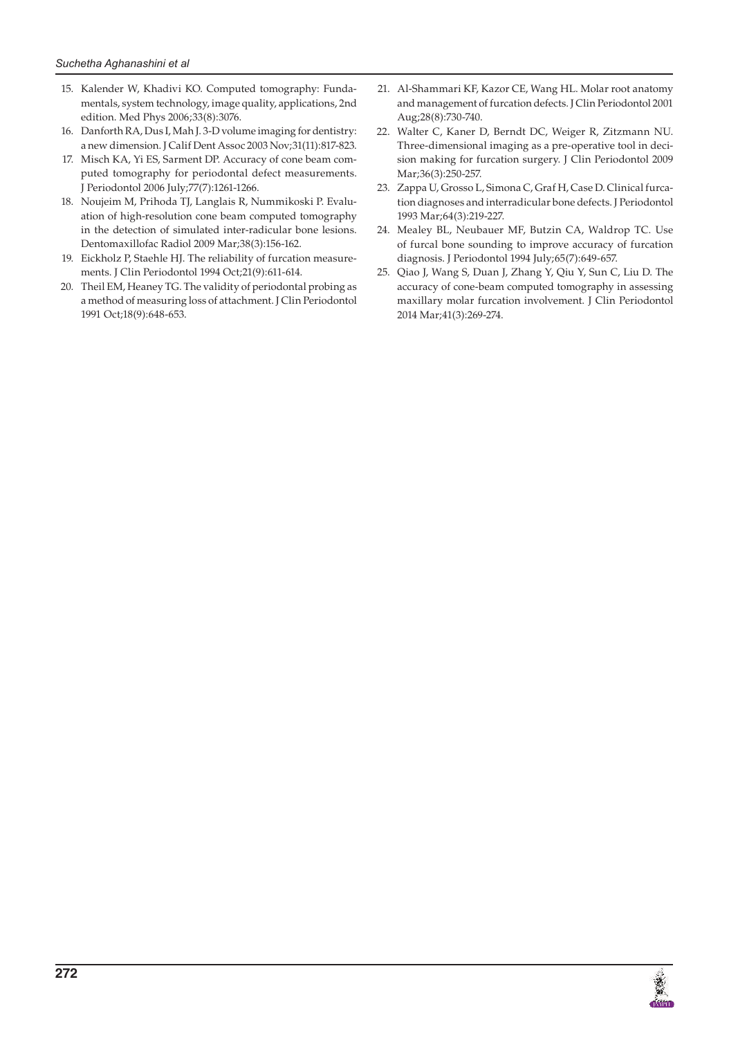15. Kalender W, Khadivi KO. Computed tomography: Fundamentals, system technology, image quality, applications, 2nd edition. Med Phys 2006;33(8):3076.
16. Danforth RA, Dus I, Mah J. 3-D volume imaging for dentistry: a new dimension. J Calif Dent Assoc 2003 Nov;31(11):817-823.
17. Misch KA, Yi ES, Sarment DP. Accuracy of cone beam computed tomography for periodontal defect measurements. J Periodontol 2006 July;77(7):1261-1266.
18. Noujeim M, Prihoda TJ, Langlais R, Nummikoski P. Evaluation of high-resolution cone beam computed tomography in the detection of simulated inter-radicular bone lesions. Dentomaxillofac Radiol 2009 Mar;38(3):156-162.
19. Eickholz P, Staehle HJ. The reliability of furcation measurements. J Clin Periodontol 1994 Oct;21(9):611-614.
20. Theil EM, Heaney TG. The validity of periodontal probing as a method of measuring loss of attachment. J Clin Periodontol 1991 Oct;18(9):648-653.
21. Al-Shammari KF, Kazor CE, Wang HL. Molar root anatomy and management of furcation defects. J Clin Periodontol 2001 Aug;28(8):730-740.
22. Walter C, Kaner D, Berndt DC, Weiger R, Zitzmann NU. Three-dimensional imaging as a pre-operative tool in decision making for furcation surgery. J Clin Periodontol 2009 Mar;36(3):250-257.
23. Zappa U, Grosso L, Simona C, Graf H, Case D. Clinical furcation diagnoses and interradicular bone defects. J Periodontol 1993 Mar;64(3):219-227.
24. Mealey BL, Neubauer MF, Butzin CA, Waldrop TC. Use of furcal bone sounding to improve accuracy of furcation diagnosis. J Periodontol 1994 July;65(7):649-657.
25. Qiao J, Wang S, Duan J, Zhang Y, Qiu Y, Sun C, Liu D. The accuracy of cone-beam computed tomography in assessing maxillary molar furcation involvement. J Clin Periodontol 2014 Mar;41(3):269-274.